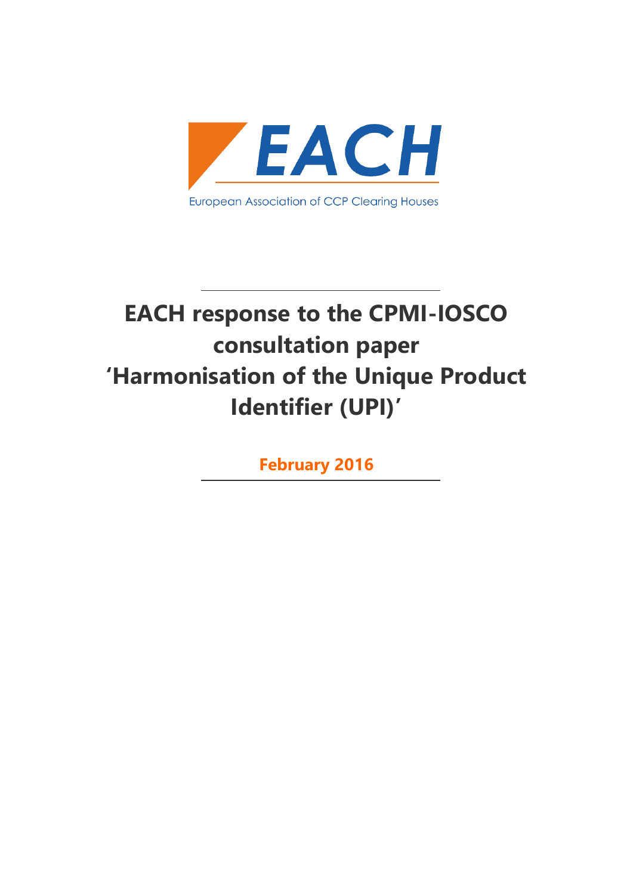EACH

European Association of CCP Clearing Houses

# EACH response to the CPMI-IOSCO consultation paper 'Harmonisation of the Unique Product Identifier (UPI)'

**February 2016**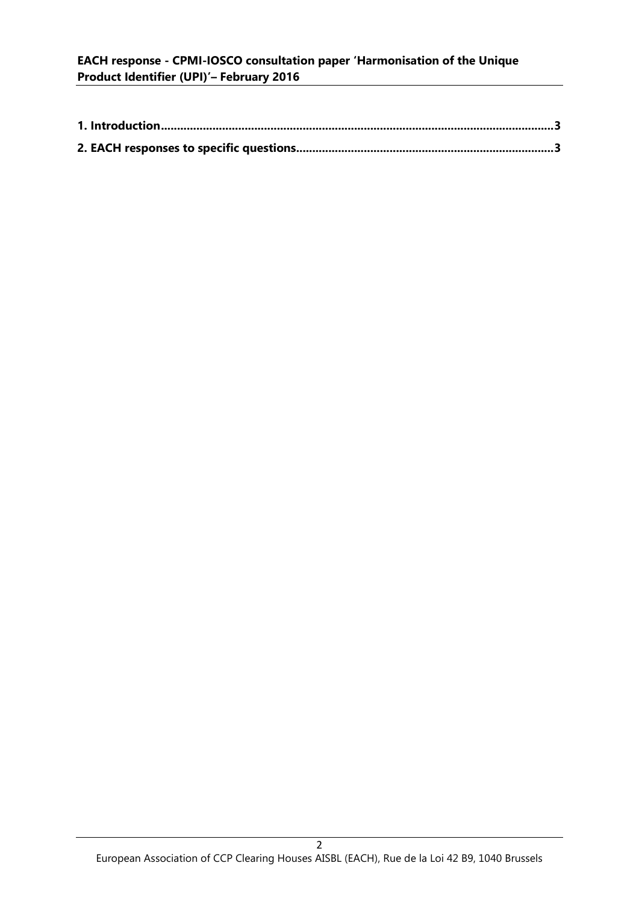**1. Introduction**......................................................................................................................3

**2. EACH responses to specific questions**................................................................................3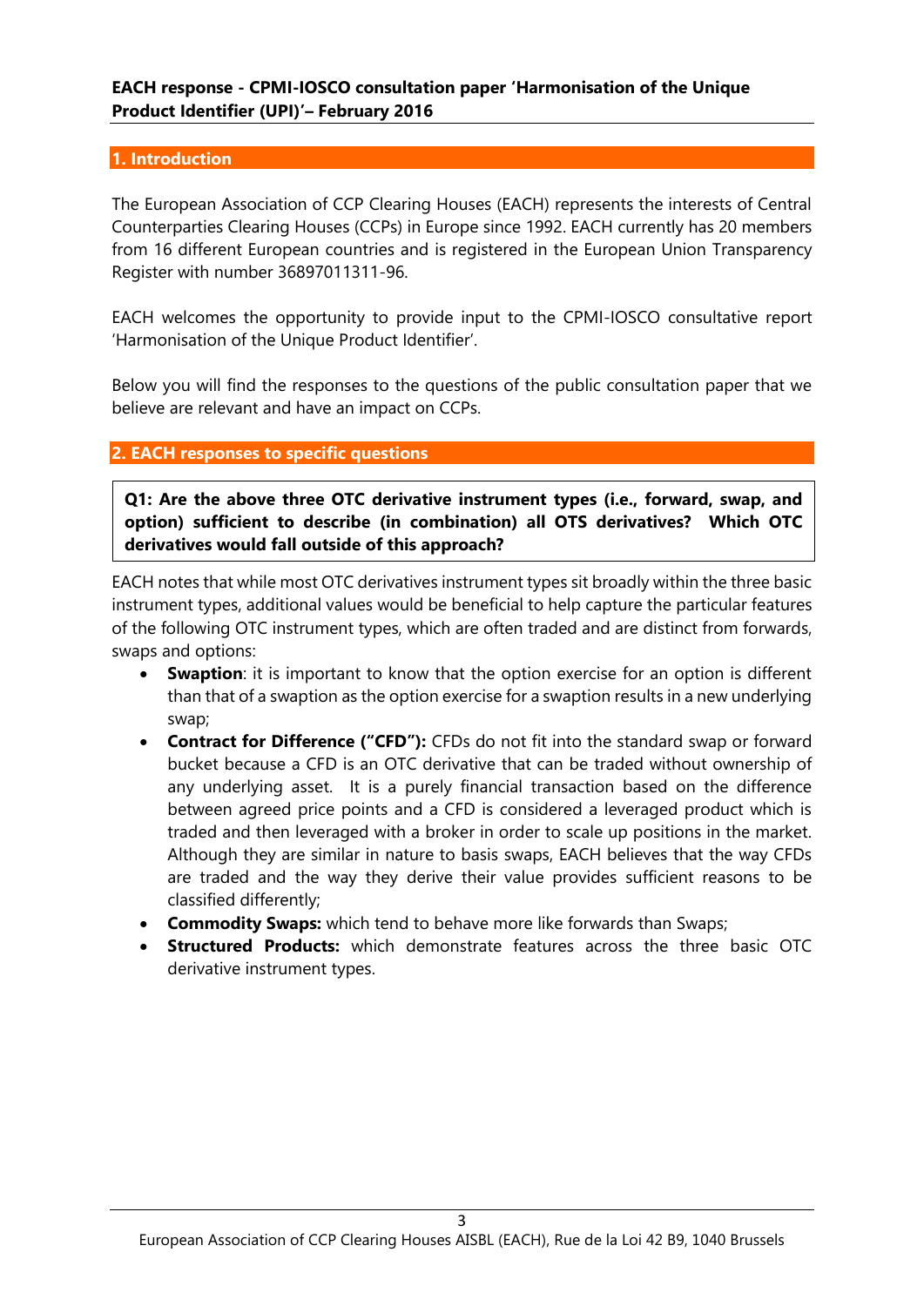**EACH response - CPMI-IOSCO consultation paper 'Harmonisation of the Unique Product Identifier (UPI)'– February 2016**

## 1. Introduction

The European Association of CCP Clearing Houses (EACH) represents the interests of Central Counterparties Clearing Houses (CCPs) in Europe since 1992. EACH currently has 20 members from 16 different European countries and is registered in the European Union Transparency Register with number 36897011311-96.

EACH welcomes the opportunity to provide input to the CPMI-IOSCO consultative report 'Harmonisation of the Unique Product Identifier'.

Below you will find the responses to the questions of the public consultation paper that we believe are relevant and have an impact on CCPs.

## 2. EACH responses to specific questions

**Q1: Are the above three OTC derivative instrument types (i.e., forward, swap, and option) sufficient to describe (in combination) all OTS derivatives? Which OTC derivatives would fall outside of this approach?**

EACH notes that while most OTC derivatives instrument types sit broadly within the three basic instrument types, additional values would be beneficial to help capture the particular features of the following OTC instrument types, which are often traded and are distinct from forwards, swaps and options:

- **Swaption**: it is important to know that the option exercise for an option is different than that of a swaption as the option exercise for a swaption results in a new underlying swap;
- **Contract for Difference ("CFD"):** CFDs do not fit into the standard swap or forward bucket because a CFD is an OTC derivative that can be traded without ownership of any underlying asset. It is a purely financial transaction based on the difference between agreed price points and a CFD is considered a leveraged product which is traded and then leveraged with a broker in order to scale up positions in the market. Although they are similar in nature to basis swaps, EACH believes that the way CFDs are traded and the way they derive their value provides sufficient reasons to be classified differently;
- **Commodity Swaps:** which tend to behave more like forwards than Swaps;
- **Structured Products:** which demonstrate features across the three basic OTC derivative instrument types.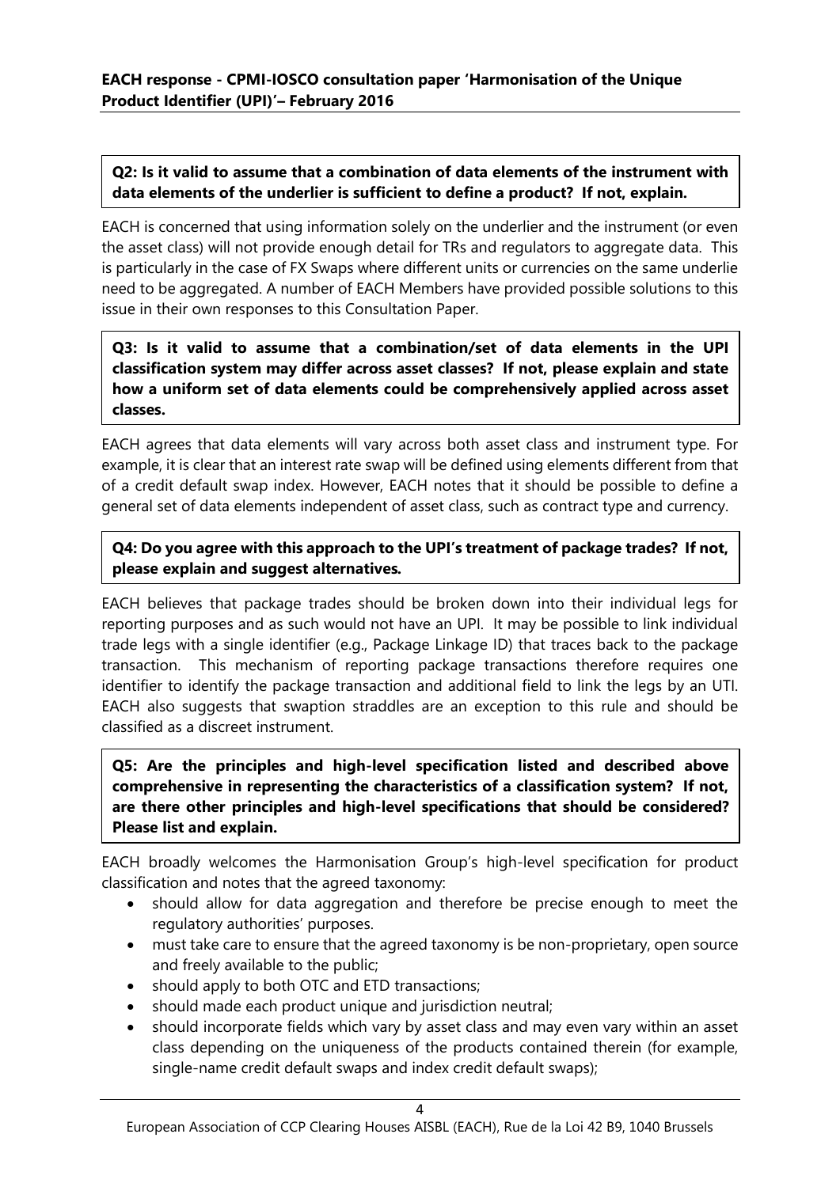**Q2: Is it valid to assume that a combination of data elements of the instrument with data elements of the underlier is sufficient to define a product? If not, explain.**

EACH is concerned that using information solely on the underlier and the instrument (or even the asset class) will not provide enough detail for TRs and regulators to aggregate data. This is particularly in the case of FX Swaps where different units or currencies on the same underlie need to be aggregated. A number of EACH Members have provided possible solutions to this issue in their own responses to this Consultation Paper.

**Q3: Is it valid to assume that a combination/set of data elements in the UPI classification system may differ across asset classes? If not, please explain and state how a uniform set of data elements could be comprehensively applied across asset classes.**

EACH agrees that data elements will vary across both asset class and instrument type. For example, it is clear that an interest rate swap will be defined using elements different from that of a credit default swap index. However, EACH notes that it should be possible to define a general set of data elements independent of asset class, such as contract type and currency.

**Q4: Do you agree with this approach to the UPI's treatment of package trades? If not, please explain and suggest alternatives.**

EACH believes that package trades should be broken down into their individual legs for reporting purposes and as such would not have an UPI. It may be possible to link individual trade legs with a single identifier (e.g., Package Linkage ID) that traces back to the package transaction. This mechanism of reporting package transactions therefore requires one identifier to identify the package transaction and additional field to link the legs by an UTI. EACH also suggests that swaption straddles are an exception to this rule and should be classified as a discreet instrument.

**Q5: Are the principles and high-level specification listed and described above comprehensive in representing the characteristics of a classification system? If not, are there other principles and high-level specifications that should be considered? Please list and explain.**

EACH broadly welcomes the Harmonisation Group's high-level specification for product classification and notes that the agreed taxonomy:

- should allow for data aggregation and therefore be precise enough to meet the regulatory authorities' purposes.
- must take care to ensure that the agreed taxonomy is be non-proprietary, open source and freely available to the public;
- should apply to both OTC and ETD transactions;
- should made each product unique and jurisdiction neutral;
- should incorporate fields which vary by asset class and may even vary within an asset class depending on the uniqueness of the products contained therein (for example, single-name credit default swaps and index credit default swaps);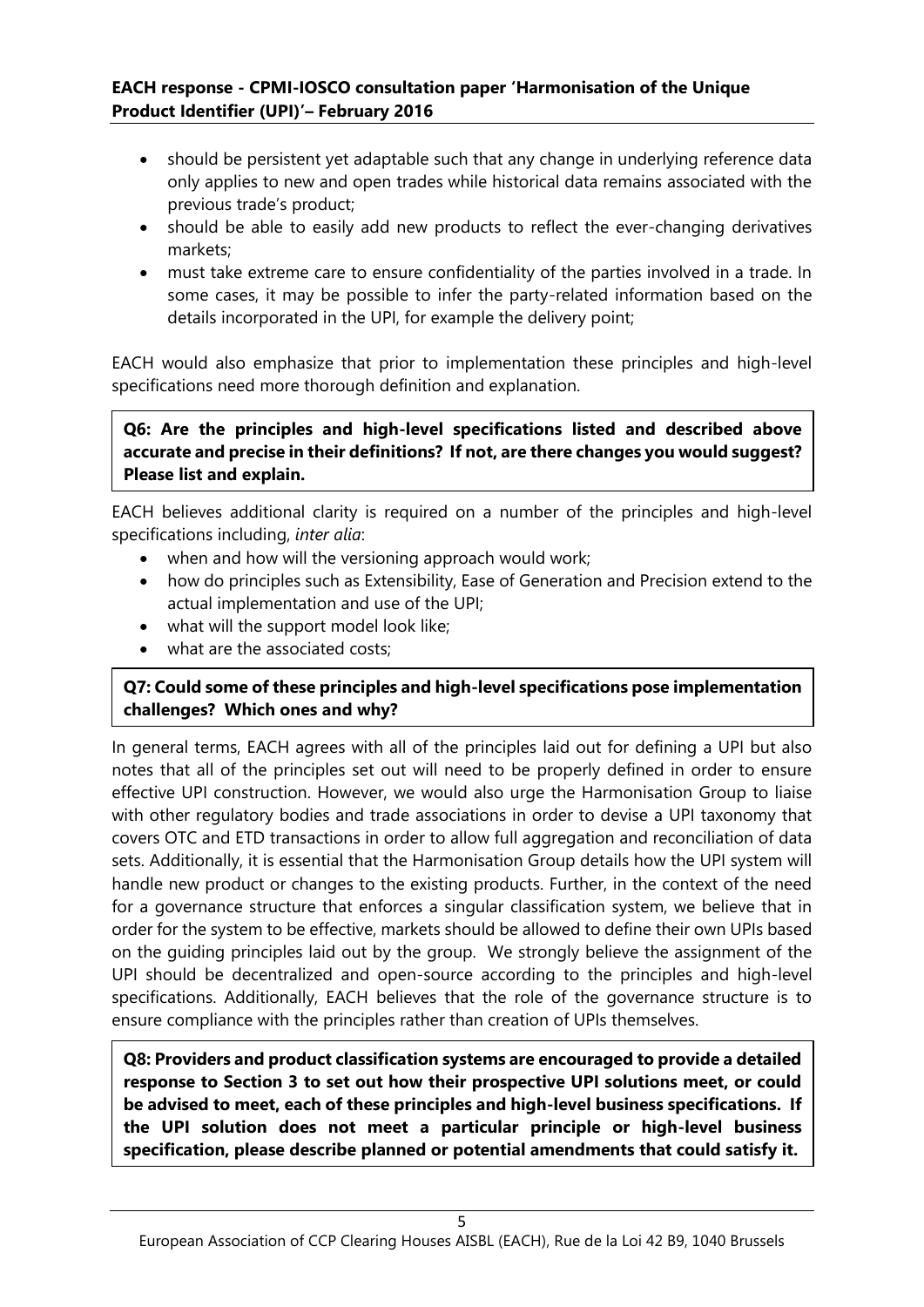- should be persistent yet adaptable such that any change in underlying reference data only applies to new and open trades while historical data remains associated with the previous trade's product;
- should be able to easily add new products to reflect the ever-changing derivatives markets;
- must take extreme care to ensure confidentiality of the parties involved in a trade. In some cases, it may be possible to infer the party-related information based on the details incorporated in the UPI, for example the delivery point;

EACH would also emphasize that prior to implementation these principles and high-level specifications need more thorough definition and explanation.

**Q6: Are the principles and high-level specifications listed and described above accurate and precise in their definitions? If not, are there changes you would suggest? Please list and explain.**

EACH believes additional clarity is required on a number of the principles and high-level specifications including, *inter alia*:

- when and how will the versioning approach would work;
- how do principles such as Extensibility, Ease of Generation and Precision extend to the actual implementation and use of the UPI;
- what will the support model look like;
- what are the associated costs;

**Q7: Could some of these principles and high-level specifications pose implementation challenges? Which ones and why?**

In general terms, EACH agrees with all of the principles laid out for defining a UPI but also notes that all of the principles set out will need to be properly defined in order to ensure effective UPI construction. However, we would also urge the Harmonisation Group to liaise with other regulatory bodies and trade associations in order to devise a UPI taxonomy that covers OTC and ETD transactions in order to allow full aggregation and reconciliation of data sets. Additionally, it is essential that the Harmonisation Group details how the UPI system will handle new product or changes to the existing products. Further, in the context of the need for a governance structure that enforces a singular classification system, we believe that in order for the system to be effective, markets should be allowed to define their own UPIs based on the guiding principles laid out by the group. We strongly believe the assignment of the UPI should be decentralized and open-source according to the principles and high-level specifications. Additionally, EACH believes that the role of the governance structure is to ensure compliance with the principles rather than creation of UPIs themselves.

**Q8: Providers and product classification systems are encouraged to provide a detailed response to Section 3 to set out how their prospective UPI solutions meet, or could be advised to meet, each of these principles and high-level business specifications. If the UPI solution does not meet a particular principle or high-level business specification, please describe planned or potential amendments that could satisfy it.**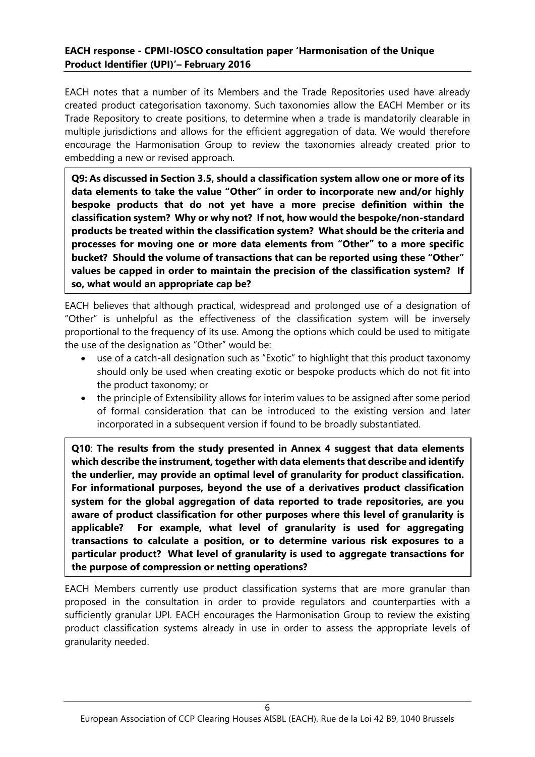EACH notes that a number of its Members and the Trade Repositories used have already created product categorisation taxonomy. Such taxonomies allow the EACH Member or its Trade Repository to create positions, to determine when a trade is mandatorily clearable in multiple jurisdictions and allows for the efficient aggregation of data. We would therefore encourage the Harmonisation Group to review the taxonomies already created prior to embedding a new or revised approach.

**Q9: As discussed in Section 3.5, should a classification system allow one or more of its data elements to take the value "Other" in order to incorporate new and/or highly bespoke products that do not yet have a more precise definition within the classification system? Why or why not? If not, how would the bespoke/non-standard products be treated within the classification system? What should be the criteria and processes for moving one or more data elements from "Other" to a more specific bucket? Should the volume of transactions that can be reported using these "Other" values be capped in order to maintain the precision of the classification system? If so, what would an appropriate cap be?**

EACH believes that although practical, widespread and prolonged use of a designation of "Other" is unhelpful as the effectiveness of the classification system will be inversely proportional to the frequency of its use. Among the options which could be used to mitigate the use of the designation as "Other" would be:

- use of a catch-all designation such as "Exotic" to highlight that this product taxonomy should only be used when creating exotic or bespoke products which do not fit into the product taxonomy; or
- the principle of Extensibility allows for interim values to be assigned after some period of formal consideration that can be introduced to the existing version and later incorporated in a subsequent version if found to be broadly substantiated.

**Q10**: **The results from the study presented in Annex 4 suggest that data elements which describe the instrument, together with data elements that describe and identify the underlier, may provide an optimal level of granularity for product classification. For informational purposes, beyond the use of a derivatives product classification system for the global aggregation of data reported to trade repositories, are you aware of product classification for other purposes where this level of granularity is applicable? For example, what level of granularity is used for aggregating transactions to calculate a position, or to determine various risk exposures to a particular product? What level of granularity is used to aggregate transactions for the purpose of compression or netting operations?**

EACH Members currently use product classification systems that are more granular than proposed in the consultation in order to provide regulators and counterparties with a sufficiently granular UPI. EACH encourages the Harmonisation Group to review the existing product classification systems already in use in order to assess the appropriate levels of granularity needed.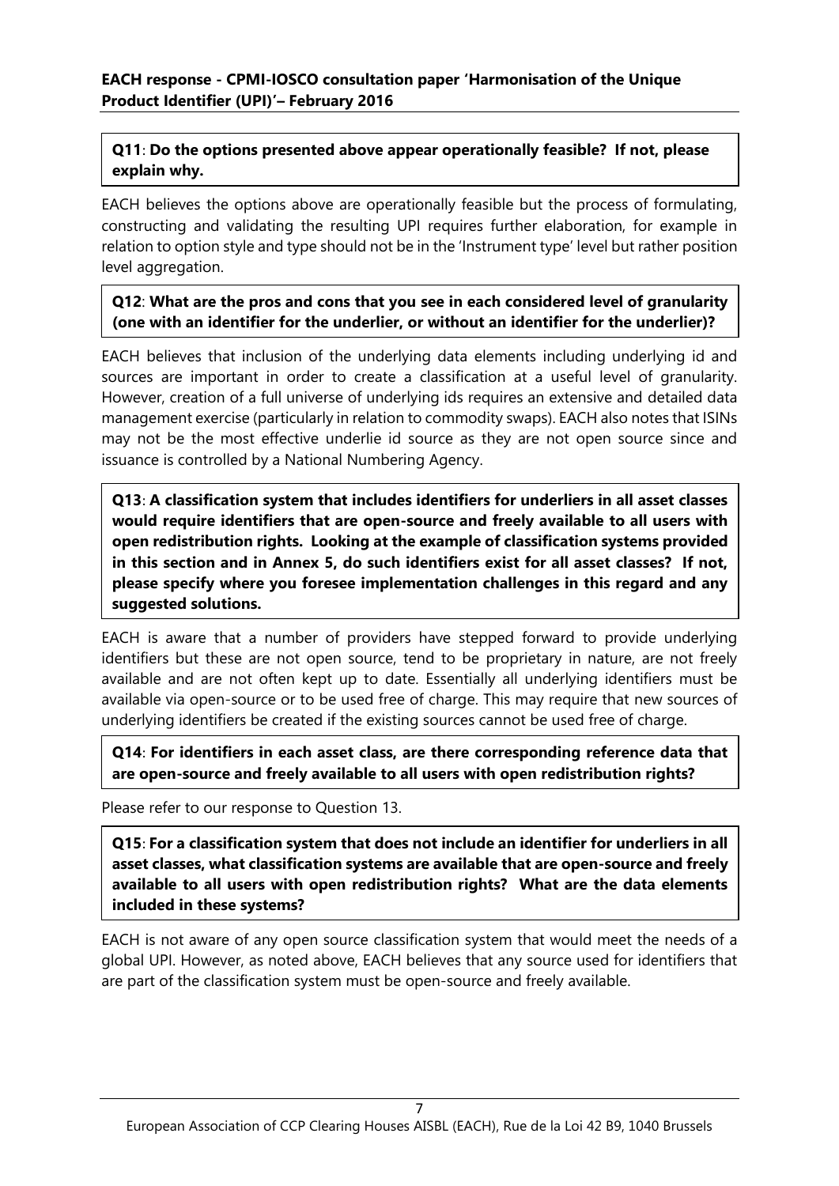**Q11**: **Do the options presented above appear operationally feasible? If not, please explain why.**

EACH believes the options above are operationally feasible but the process of formulating, constructing and validating the resulting UPI requires further elaboration, for example in relation to option style and type should not be in the 'Instrument type' level but rather position level aggregation.

**Q12**: **What are the pros and cons that you see in each considered level of granularity (one with an identifier for the underlier, or without an identifier for the underlier)?**

EACH believes that inclusion of the underlying data elements including underlying id and sources are important in order to create a classification at a useful level of granularity. However, creation of a full universe of underlying ids requires an extensive and detailed data management exercise (particularly in relation to commodity swaps). EACH also notes that ISINs may not be the most effective underlie id source as they are not open source since and issuance is controlled by a National Numbering Agency.

**Q13**: **A classification system that includes identifiers for underliers in all asset classes would require identifiers that are open-source and freely available to all users with open redistribution rights. Looking at the example of classification systems provided in this section and in Annex 5, do such identifiers exist for all asset classes? If not, please specify where you foresee implementation challenges in this regard and any suggested solutions.**

EACH is aware that a number of providers have stepped forward to provide underlying identifiers but these are not open source, tend to be proprietary in nature, are not freely available and are not often kept up to date. Essentially all underlying identifiers must be available via open-source or to be used free of charge. This may require that new sources of underlying identifiers be created if the existing sources cannot be used free of charge.

**Q14**: **For identifiers in each asset class, are there corresponding reference data that are open-source and freely available to all users with open redistribution rights?**

Please refer to our response to Question 13.

**Q15**: **For a classification system that does not include an identifier for underliers in all asset classes, what classification systems are available that are open-source and freely available to all users with open redistribution rights? What are the data elements included in these systems?**

EACH is not aware of any open source classification system that would meet the needs of a global UPI. However, as noted above, EACH believes that any source used for identifiers that are part of the classification system must be open-source and freely available.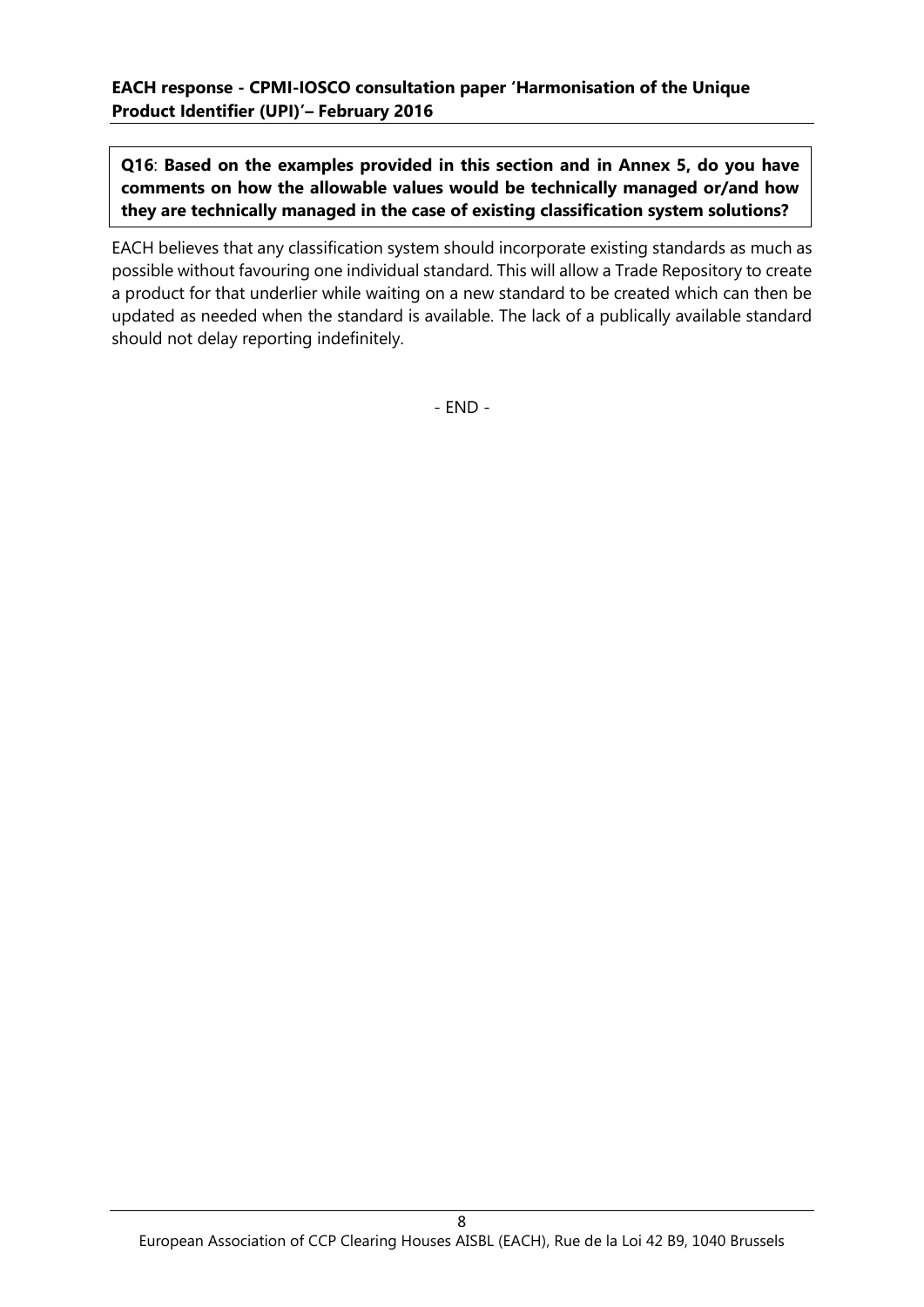**Q16**: **Based on the examples provided in this section and in Annex 5, do you have comments on how the allowable values would be technically managed or/and how they are technically managed in the case of existing classification system solutions?**

EACH believes that any classification system should incorporate existing standards as much as possible without favouring one individual standard. This will allow a Trade Repository to create a product for that underlier while waiting on a new standard to be created which can then be updated as needed when the standard is available. The lack of a publically available standard should not delay reporting indefinitely.

- END -